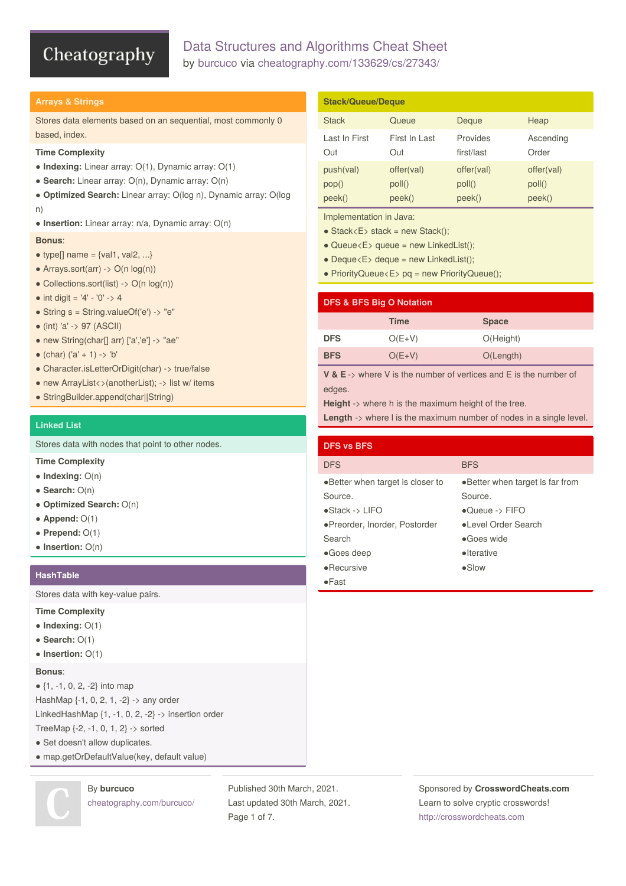# Data Structures and Algorithms Cheat Sheet

by burcuco via cheatography.com/133629/cs/27343/

## Arrays & Strings

Stores data elements based on an sequential, most commonly 0 based, index.

**Time Complexity**

- **Indexing:** Linear array: O(1), Dynamic array: O(1)
- **Search:** Linear array: O(n), Dynamic array: O(n)
- **Optimized Search:** Linear array: O(log n), Dynamic array: O(log n)
- **Insertion:** Linear array: n/a, Dynamic array: O(n)

**Bonus**:

- type[] name = {val1, val2, ...}
- Arrays.sort(arr) -> O(n log(n))
- Collections.sort(list) -> O(n log(n))
- int digit = '4' - '0' -> 4
- String s = String.valueOf('e') -> "e"
- (int) 'a' -> 97 (ASCII)
- new String(char[] arr) ['a','e'] -> "ae"
- (char) ('a' + 1) -> 'b'
- Character.isLetterOrDigit(char) -> true/false
- new ArrayList<>(anotherList); -> list w/ items
- StringBuilder.append(char||String)

## Linked List

Stores data with nodes that point to other nodes.

**Time Complexity**

- **Indexing:** O(n)
- **Search:** O(n)
- **Optimized Search:** O(n)
- **Append:** O(1)
- **Prepend:** O(1)
- **Insertion:** O(n)

## HashTable

Stores data with key-value pairs.

**Time Complexity**

- **Indexing:** O(1)
- **Search:** O(1)
- **Insertion:** O(1)

**Bonus**:

- {1, -1, 0, 2, -2} into map

HashMap {-1, 0, 2, 1, -2} -> any order

LinkedHashMap {1, -1, 0, 2, -2} -> insertion order

TreeMap {-2, -1, 0, 1, 2} -> sorted

- Set doesn't allow duplicates.
- map.getOrDefaultValue(key, default value)

## Stack/Queue/Deque

| Stack | Queue | Deque | Heap |
|---|---|---|---|
| Last In First Out | First In Last Out | Provides first/last | Ascending Order |
| push(val) pop() peek() | offer(val) poll() peek() | offer(val) poll() peek() | offer(val) poll() peek() |

Implementation in Java:

- Stack<E> stack = new Stack();
- Queue<E> queue = new LinkedList();
- Deque<E> deque = new LinkedList();
- PriorityQueue<E> pq = new PriorityQueue();

## DFS & BFS Big O Notation

| | Time | Space |
|---|---|---|
| **DFS** | O(E+V) | O(Height) |
| **BFS** | O(E+V) | O(Length) |

**V & E** -> where V is the number of vertices and E is the number of edges.

**Height** -> where h is the maximum height of the tree.

**Length** -> where l is the maximum number of nodes in a single level.

## DFS vs BFS

| DFS | BFS |
|---|---|
| ●Better when target is closer to Source.<br>●Stack -> LIFO<br>●Preorder, Inorder, Postorder Search<br>●Goes deep<br>●Recursive<br>●Fast | ●Better when target is far from Source.<br>●Queue -> FIFO<br>●Level Order Search<br>●Goes wide<br>●Iterative<br>●Slow |

By **burcuco**
cheatography.com/burcuco/

Published 30th March, 2021.
Last updated 30th March, 2021.

Sponsored by **CrosswordCheats.com**
Learn to solve cryptic crosswords!
http://crosswordcheats.com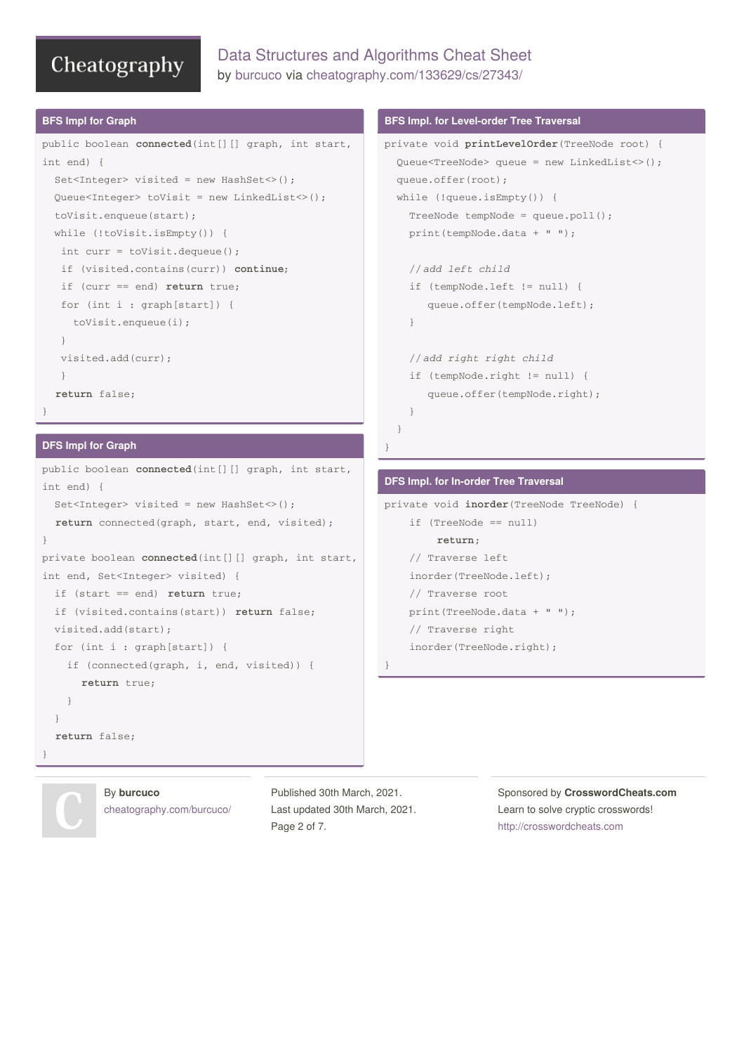## BFS Impl for Graph

```
public boolean connected(int[][] graph, int start,
int end) {
  Set<Integer> visited = new HashSet<>();
  Queue<Integer> toVisit = new LinkedList<>();
  toVisit.enqueue(start);
  while (!toVisit.isEmpty()) {
   int curr = toVisit.dequeue();
   if (visited.contains(curr)) continue;
   if (curr == end) return true;
   for (int i : graph[start]) {
     toVisit.enqueue(i);
   }
   visited.add(curr);
   }
  return false;
}
```

## DFS Impl for Graph

```
public boolean connected(int[][] graph, int start,
int end) {
  Set<Integer> visited = new HashSet<>();
  return connected(graph, start, end, visited);
}
private boolean connected(int[][] graph, int start,
int end, Set<Integer> visited) {
  if (start == end) return true;
  if (visited.contains(start)) return false;
  visited.add(start);
  for (int i : graph[start]) {
    if (connected(graph, i, end, visited)) {
      return true;
    }
  }
  return false;
}
```

## BFS Impl. for Level-order Tree Traversal

```
private void printLevelOrder(TreeNode root) {
  Queue<TreeNode> queue = new LinkedList<>();
  queue.offer(root);
  while (!queue.isEmpty()) {
    TreeNode tempNode = queue.poll();
    print(tempNode.data + " ");

    //add left child
    if (tempNode.left != null) {
       queue.offer(tempNode.left);
    }

    //add right right child
    if (tempNode.right != null) {
       queue.offer(tempNode.right);
    }
  }
}
```

## DFS Impl. for In-order Tree Traversal

```
private void inorder(TreeNode TreeNode) {
    if (TreeNode == null)
         return;
    // Traverse left
    inorder(TreeNode.left);
    // Traverse root
    print(TreeNode.data + " ");
    // Traverse right
    inorder(TreeNode.right);
}
```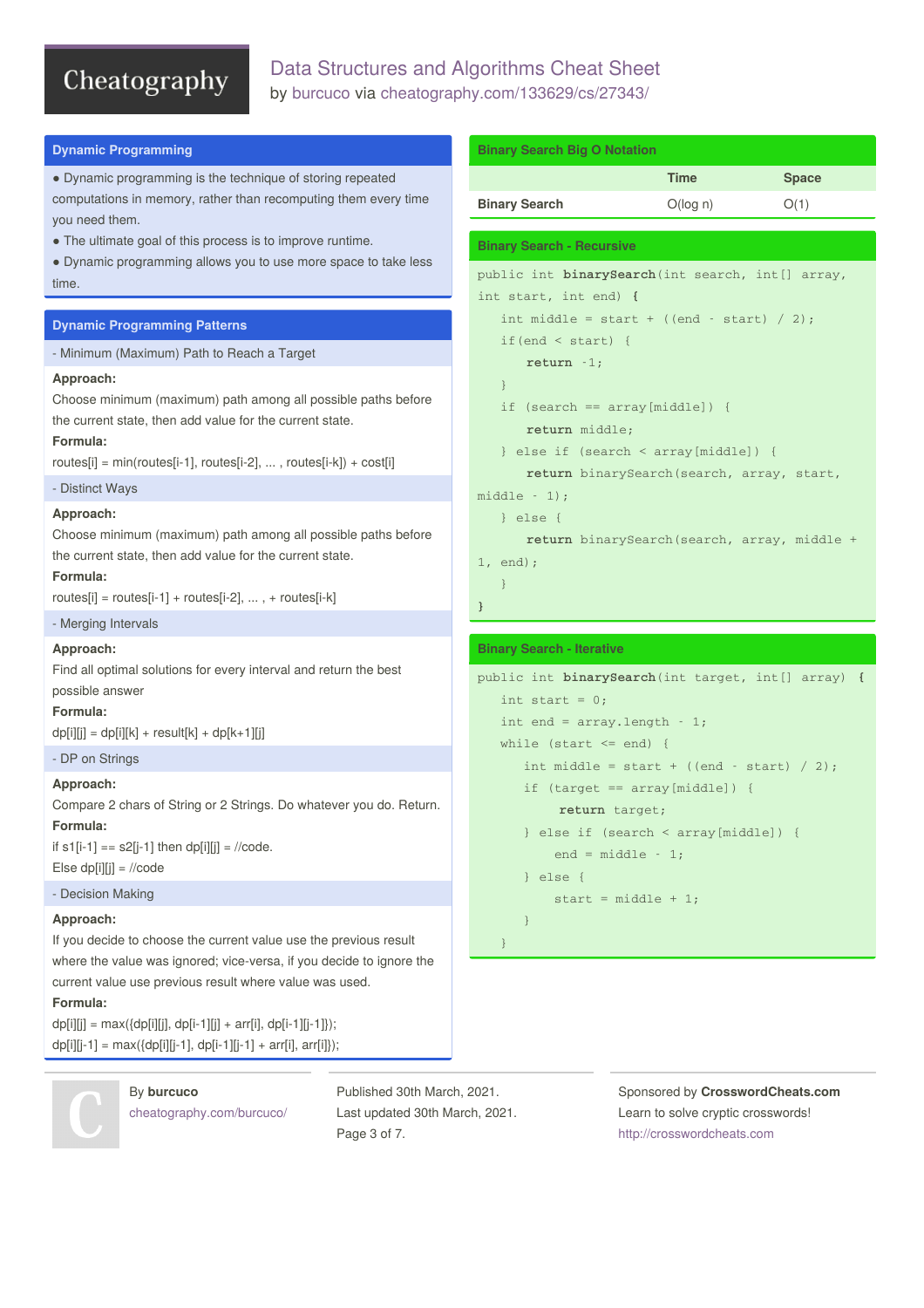## Dynamic Programming

- Dynamic programming is the technique of storing repeated computations in memory, rather than recomputing them every time you need them.
- The ultimate goal of this process is to improve runtime.
- Dynamic programming allows you to use more space to take less time.

## Dynamic Programming Patterns

### - Minimum (Maximum) Path to Reach a Target

**Approach:**
Choose minimum (maximum) path among all possible paths before the current state, then add value for the current state.
**Formula:**
routes[i] = min(routes[i-1], routes[i-2], ... , routes[i-k]) + cost[i]

### - Distinct Ways

**Approach:**
Choose minimum (maximum) path among all possible paths before the current state, then add value for the current state.
**Formula:**
routes[i] = routes[i-1] + routes[i-2], ... , + routes[i-k]

### - Merging Intervals

**Approach:**
Find all optimal solutions for every interval and return the best possible answer
**Formula:**
dp[i][j] = dp[i][k] + result[k] + dp[k+1][j]

### - DP on Strings

**Approach:**
Compare 2 chars of String or 2 Strings. Do whatever you do. Return.
**Formula:**
if s1[i-1] == s2[j-1] then dp[i][j] = //code.
Else dp[i][j] = //code

### - Decision Making

**Approach:**
If you decide to choose the current value use the previous result where the value was ignored; vice-versa, if you decide to ignore the current value use previous result where value was used.
**Formula:**
dp[i][j] = max({dp[i][j], dp[i-1][j] + arr[i], dp[i-1][j-1]});
dp[i][j-1] = max({dp[i][j-1], dp[i-1][j-1] + arr[i], arr[i]});

## Binary Search Big O Notation

| | Time | Space |
|---|---|---|
| Binary Search | O(log n) | O(1) |

## Binary Search - Recursive

```
public int binarySearch(int search, int[] array,
int start, int end) {
    int middle = start + ((end - start) / 2);
    if(end < start) {
        return -1;
    }
    if (search == array[middle]) {
        return middle;
    } else if (search < array[middle]) {
        return binarySearch(search, array, start,
middle - 1);
    } else {
        return binarySearch(search, array, middle +
1, end);
    }
}
```

## Binary Search - Iterative

```
public int binarySearch(int target, int[] array) {
    int start = 0;
    int end = array.length - 1;
    while (start <= end) {
        int middle = start + ((end - start) / 2);
        if (target == array[middle]) {
            return target;
        } else if (search < array[middle]) {
            end = middle - 1;
        } else {
            start = middle + 1;
        }
    }
```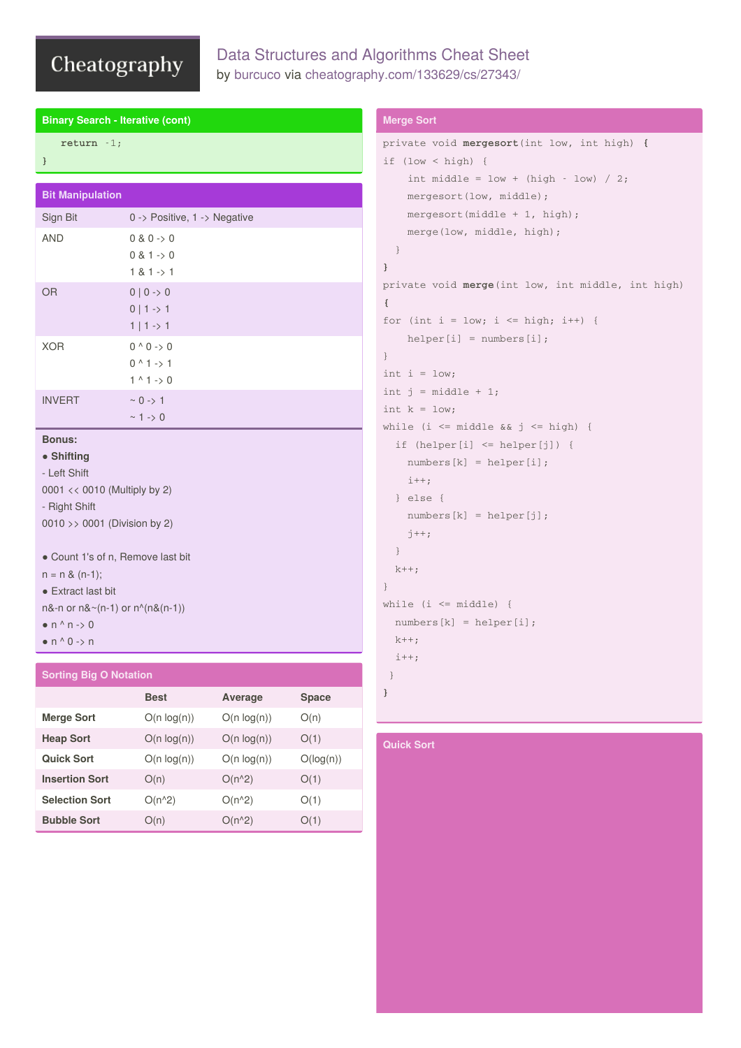## Binary Search - Iterative (cont)

```
    return -1;
}
```

## Bit Manipulation

| | |
|---|---|
| Sign Bit | 0 -> Positive, 1 -> Negative |
| AND | 0 & 0 -> 0<br>0 & 1 -> 0<br>1 & 1 -> 1 |
| OR | 0 \| 0 -> 0<br>0 \| 1 -> 1<br>1 \| 1 -> 1 |
| XOR | 0 ^ 0 -> 0<br>0 ^ 1 -> 1<br>1 ^ 1 -> 0 |
| INVERT | ~ 0 -> 1<br>~ 1 -> 0 |

**Bonus:**

- **Shifting**

- Left Shift

0001 << 0010 (Multiply by 2)

- Right Shift

0010 >> 0001 (Division by 2)

- Count 1's of n, Remove last bit

n = n & (n-1);

- Extract last bit

n&-n or n&~(n-1) or n^(n&(n-1))

- n ^ n -> 0
- n ^ 0 -> n

## Sorting Big O Notation

| | Best | Average | Space |
|---|---|---|---|
| **Merge Sort** | O(n log(n)) | O(n log(n)) | O(n) |
| **Heap Sort** | O(n log(n)) | O(n log(n)) | O(1) |
| **Quick Sort** | O(n log(n)) | O(n log(n)) | O(log(n)) |
| **Insertion Sort** | O(n) | O(n^2) | O(1) |
| **Selection Sort** | O(n^2) | O(n^2) | O(1) |
| **Bubble Sort** | O(n) | O(n^2) | O(1) |

## Merge Sort

```
private void mergesort(int low, int high) {
if (low < high) {
    int middle = low + (high - low) / 2;
    mergesort(low, middle);
    mergesort(middle + 1, high);
    merge(low, middle, high);
  }
}
private void merge(int low, int middle, int high)
{
for (int i = low; i <= high; i++) {
    helper[i] = numbers[i];
}
int i = low;
int j = middle + 1;
int k = low;
while (i <= middle && j <= high) {
  if (helper[i] <= helper[j]) {
    numbers[k] = helper[i];
    i++;
  } else {
    numbers[k] = helper[j];
    j++;
  }
  k++;
}
while (i <= middle) {
  numbers[k] = helper[i];
  k++;
  i++;
 }
}
```

## Quick Sort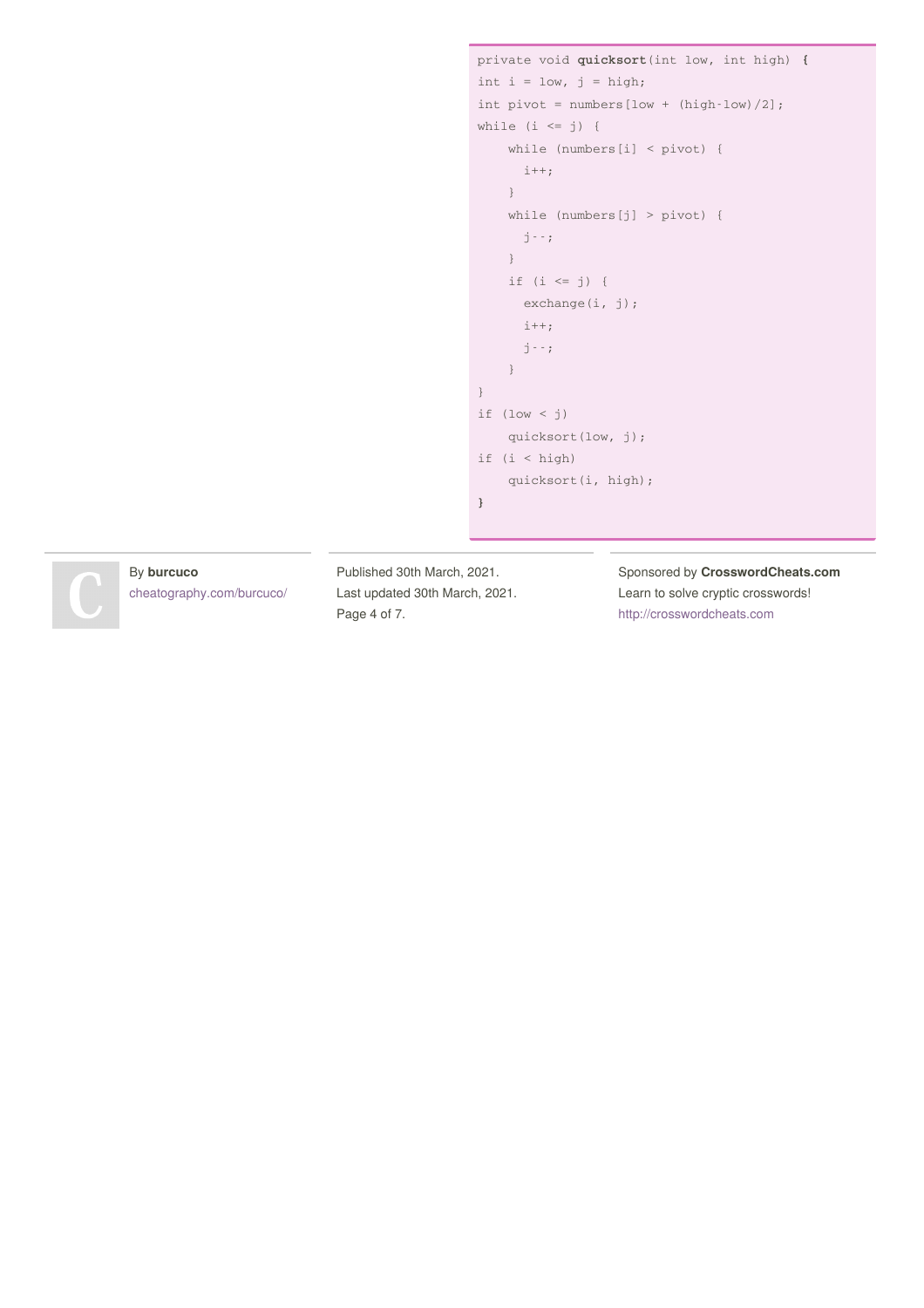```
private void quicksort(int low, int high) {
int i = low, j = high;
int pivot = numbers[low + (high-low)/2];
while (i <= j) {
    while (numbers[i] < pivot) {
      i++;
    }
    while (numbers[j] > pivot) {
      j--;
    }
    if (i <= j) {
      exchange(i, j);
      i++;
      j--;
    }
}
if (low < j)
    quicksort(low, j);
if (i < high)
    quicksort(i, high);
}
```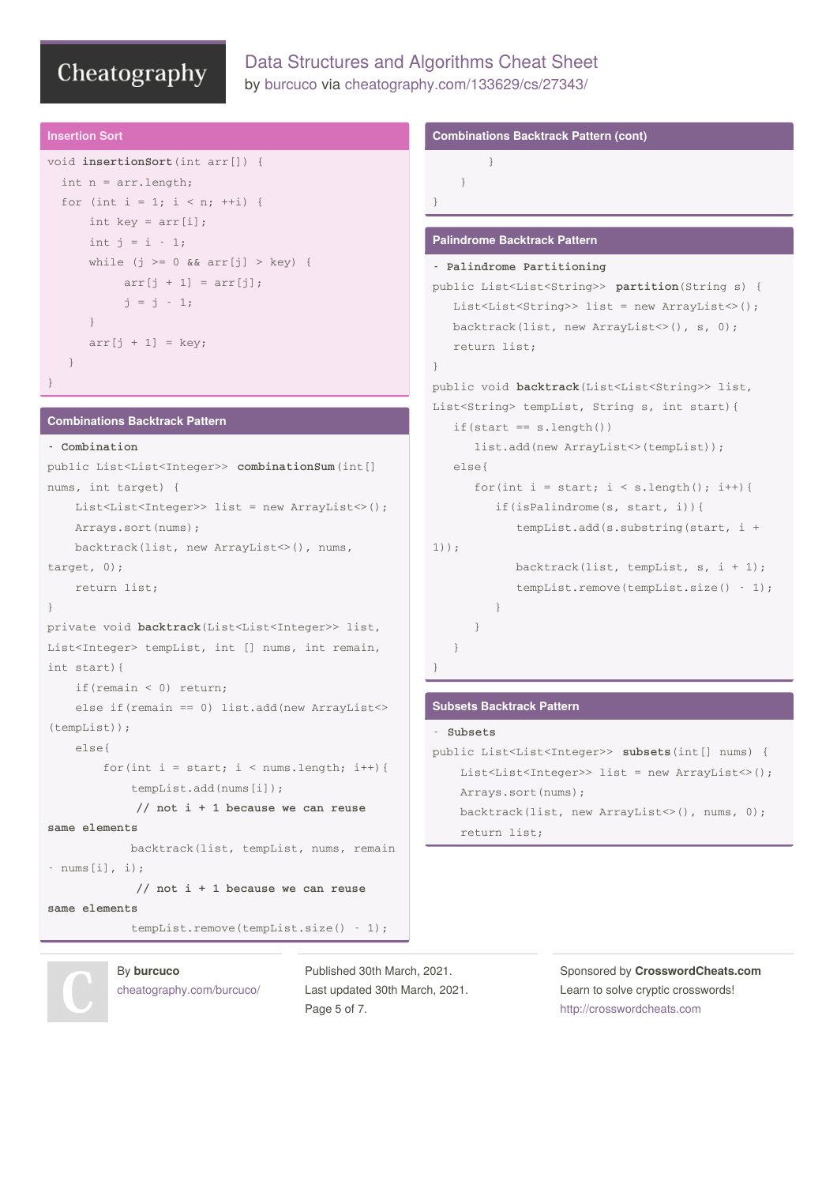## Insertion Sort

```
void insertionSort(int arr[]) {
  int n = arr.length;
  for (int i = 1; i < n; ++i) {
      int key = arr[i];
      int j = i - 1;
      while (j >= 0 && arr[j] > key) {
           arr[j + 1] = arr[j];
           j = j - 1;
      }
      arr[j + 1] = key;
   }
}
```

## Combinations Backtrack Pattern

- Combination

```
public List<List<Integer>> combinationSum(int[] nums, int target) {
    List<List<Integer>> list = new ArrayList<>();
    Arrays.sort(nums);
    backtrack(list, new ArrayList<>(), nums, target, 0);
    return list;
}
private void backtrack(List<List<Integer>> list, List<Integer> tempList, int [] nums, int remain, int start){
    if(remain < 0) return;
    else if(remain == 0) list.add(new ArrayList<>(tempList));
    else{
        for(int i = start; i < nums.length; i++){
            tempList.add(nums[i]);
            // not i + 1 because we can reuse same elements
            backtrack(list, tempList, nums, remain - nums[i], i);
            // not i + 1 because we can reuse same elements
            tempList.remove(tempList.size() - 1);
```

## Combinations Backtrack Pattern (cont)

```
        }
    }
}
```

## Palindrome Backtrack Pattern

- Palindrome Partitioning

```
public List<List<String>> partition(String s) {
   List<List<String>> list = new ArrayList<>();
   backtrack(list, new ArrayList<>(), s, 0);
   return list;
}
public void backtrack(List<List<String>> list, List<String> tempList, String s, int start){
   if(start == s.length())
      list.add(new ArrayList<>(tempList));
   else{
      for(int i = start; i < s.length(); i++){
         if(isPalindrome(s, start, i)){
            tempList.add(s.substring(start, i + 1));
            backtrack(list, tempList, s, i + 1);
            tempList.remove(tempList.size() - 1);
         }
      }
   }
}
```

## Subsets Backtrack Pattern

- Subsets

```
public List<List<Integer>> subsets(int[] nums) {
    List<List<Integer>> list = new ArrayList<>();
    Arrays.sort(nums);
    backtrack(list, new ArrayList<>(), nums, 0);
    return list;
```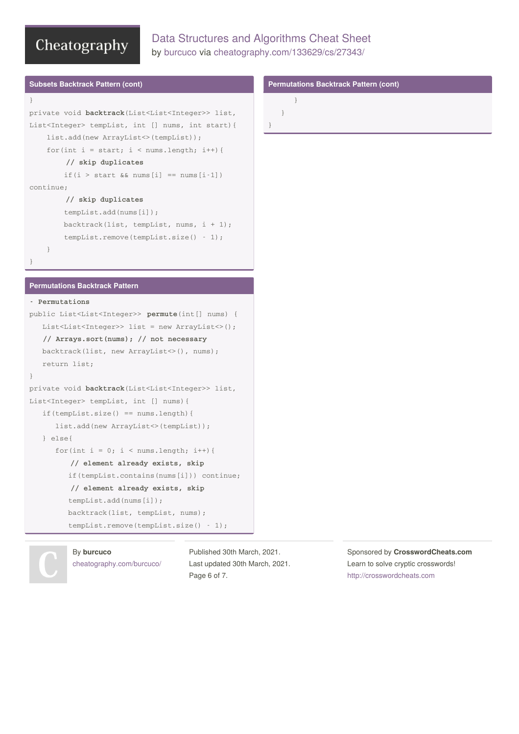## Subsets Backtrack Pattern (cont)

```
}
private void backtrack(List<List<Integer>> list,
List<Integer> tempList, int [] nums, int start){
    list.add(new ArrayList<>(tempList));
    for(int i = start; i < nums.length; i++){
        // skip duplicates
        if(i > start && nums[i] == nums[i-1])
continue;
        // skip duplicates
        tempList.add(nums[i]);
        backtrack(list, tempList, nums, i + 1);
        tempList.remove(tempList.size() - 1);
    }
}
```

## Permutations Backtrack Pattern

```
- Permutations
public List<List<Integer>> permute(int[] nums) {
   List<List<Integer>> list = new ArrayList<>();
   // Arrays.sort(nums); // not necessary
   backtrack(list, new ArrayList<>(), nums);
   return list;
}
private void backtrack(List<List<Integer>> list,
List<Integer> tempList, int [] nums){
   if(tempList.size() == nums.length){
      list.add(new ArrayList<>(tempList));
   } else{
      for(int i = 0; i < nums.length; i++){
         // element already exists, skip
         if(tempList.contains(nums[i])) continue;
         // element already exists, skip
         tempList.add(nums[i]);
         backtrack(list, tempList, nums);
         tempList.remove(tempList.size() - 1);
```

## Permutations Backtrack Pattern (cont)

```
      }
   }
}
```